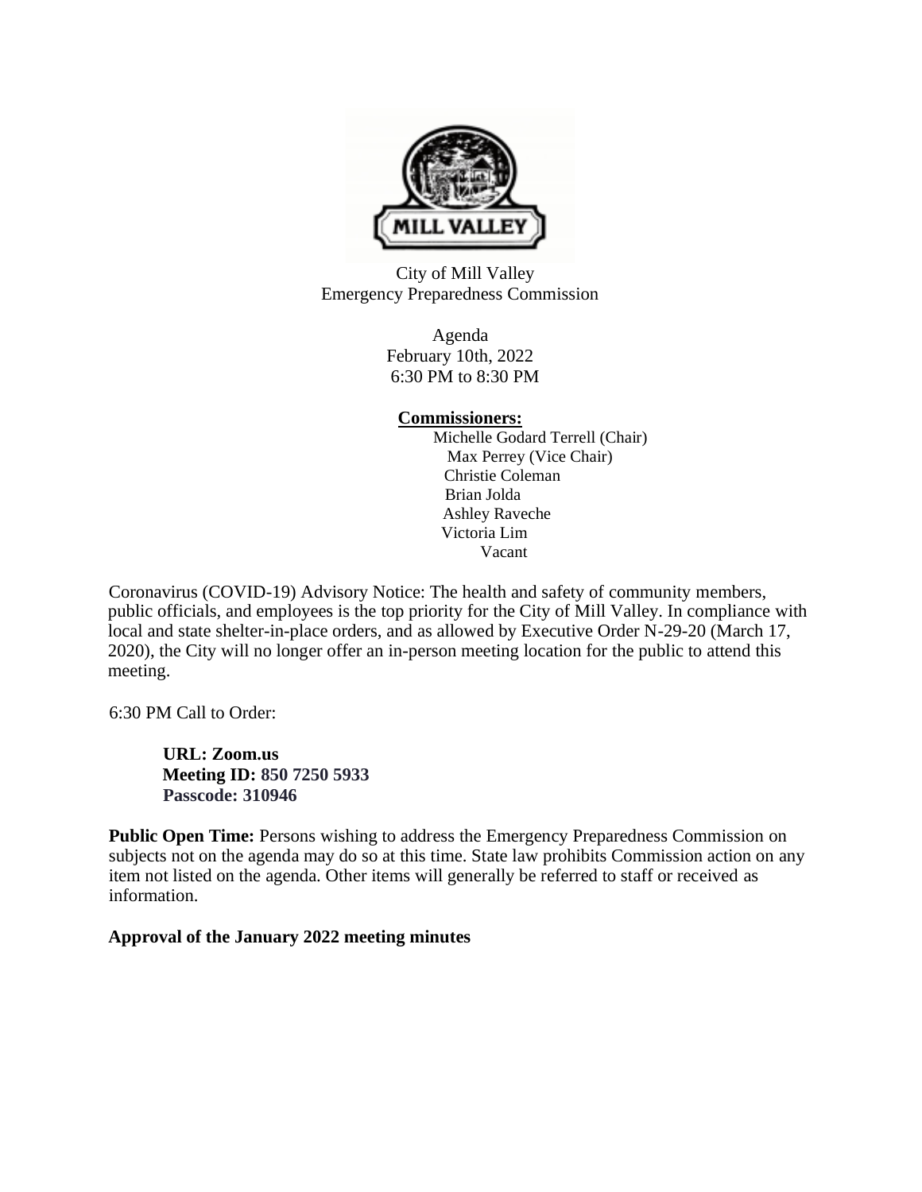City of Mill Valley
Emergency Preparedness Commission

Agenda
February 10th, 2022
6:30 PM to 8:30 PM

**Commissioners:**

Michelle Godard Terrell (Chair)
Max Perrey (Vice Chair)
Christie Coleman
Brian Jolda
Ashley Raveche
Victoria Lim
Vacant

Coronavirus (COVID-19) Advisory Notice: The health and safety of community members, public officials, and employees is the top priority for the City of Mill Valley. In compliance with local and state shelter-in-place orders, and as allowed by Executive Order N-29-20 (March 17, 2020), the City will no longer offer an in-person meeting location for the public to attend this meeting.

6:30 PM Call to Order:

**URL: Zoom.us**
**Meeting ID: 850 7250 5933**
**Passcode: 310946**

**Public Open Time:** Persons wishing to address the Emergency Preparedness Commission on subjects not on the agenda may do so at this time. State law prohibits Commission action on any item not listed on the agenda. Other items will generally be referred to staff or received as information.

**Approval of the January 2022 meeting minutes**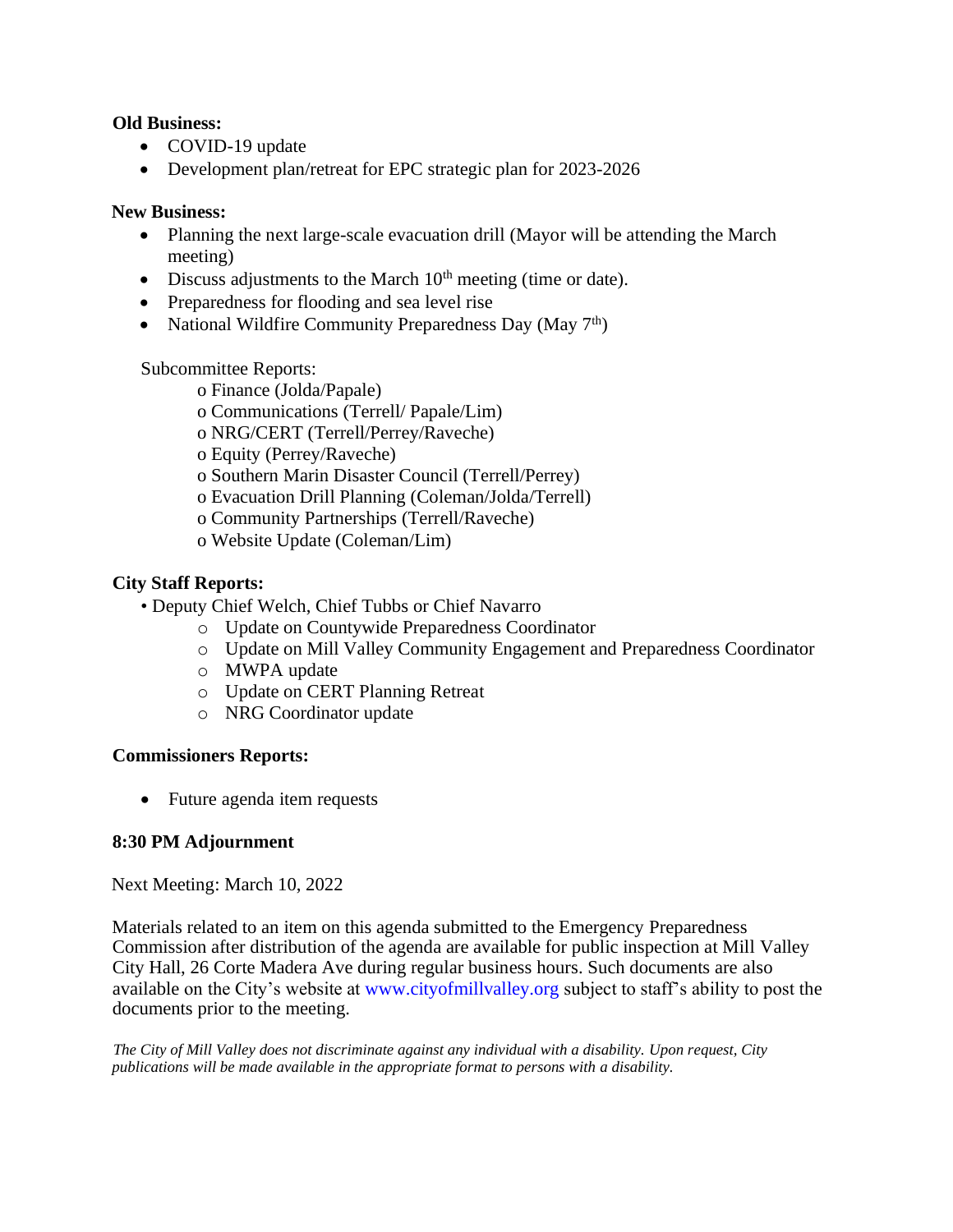**Old Business:**

- COVID-19 update
- Development plan/retreat for EPC strategic plan for 2023-2026

**New Business:**

- Planning the next large-scale evacuation drill (Mayor will be attending the March meeting)
- Discuss adjustments to the March 10th meeting (time or date).
- Preparedness for flooding and sea level rise
- National Wildfire Community Preparedness Day (May 7th)

Subcommittee Reports:

- o Finance (Jolda/Papale)
- o Communications (Terrell/ Papale/Lim)
- o NRG/CERT (Terrell/Perrey/Raveche)
- o Equity (Perrey/Raveche)
- o Southern Marin Disaster Council (Terrell/Perrey)
- o Evacuation Drill Planning (Coleman/Jolda/Terrell)
- o Community Partnerships (Terrell/Raveche)
- o Website Update (Coleman/Lim)

**City Staff Reports:**

- Deputy Chief Welch, Chief Tubbs or Chief Navarro
  - Update on Countywide Preparedness Coordinator
  - Update on Mill Valley Community Engagement and Preparedness Coordinator
  - MWPA update
  - Update on CERT Planning Retreat
  - NRG Coordinator update

**Commissioners Reports:**

- Future agenda item requests

**8:30 PM Adjournment**

Next Meeting: March 10, 2022

Materials related to an item on this agenda submitted to the Emergency Preparedness Commission after distribution of the agenda are available for public inspection at Mill Valley City Hall, 26 Corte Madera Ave during regular business hours. Such documents are also available on the City's website at www.cityofmillvalley.org subject to staff's ability to post the documents prior to the meeting.

*The City of Mill Valley does not discriminate against any individual with a disability. Upon request, City publications will be made available in the appropriate format to persons with a disability.*